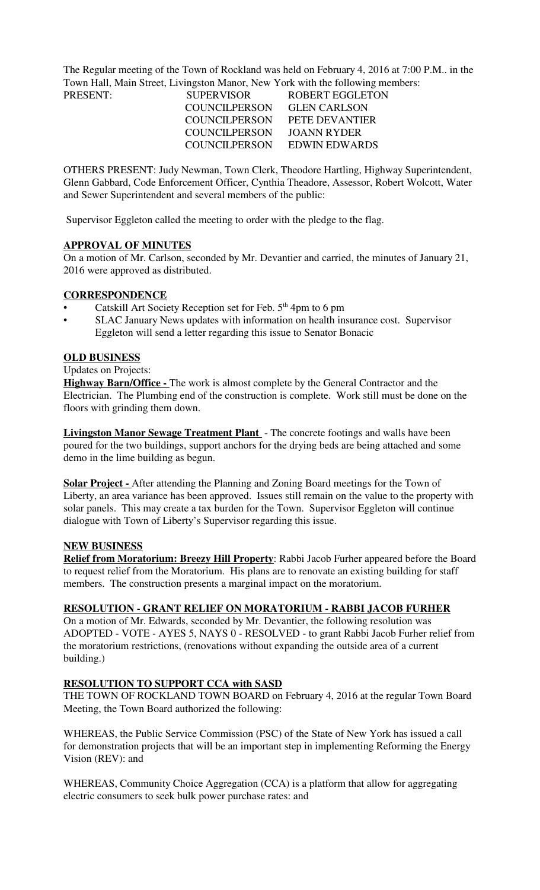The Regular meeting of the Town of Rockland was held on February 4, 2016 at 7:00 P.M.. in the Town Hall, Main Street, Livingston Manor, New York with the following members:

| PRESENT: | SUPERVISOR | ROBERT EGGLETON |
|---|---|---|
| | COUNCILPERSON | GLEN CARLSON |
| | COUNCILPERSON | PETE DEVANTIER |
| | COUNCILPERSON | JOANN RYDER |
| | COUNCILPERSON | EDWIN EDWARDS |

OTHERS PRESENT: Judy Newman, Town Clerk, Theodore Hartling, Highway Superintendent, Glenn Gabbard, Code Enforcement Officer, Cynthia Theadore, Assessor, Robert Wolcott, Water and Sewer Superintendent and several members of the public:

Supervisor Eggleton called the meeting to order with the pledge to the flag.

**APPROVAL OF MINUTES**

On a motion of Mr. Carlson, seconded by Mr. Devantier and carried, the minutes of January 21, 2016 were approved as distributed.

**CORRESPONDENCE**

- Catskill Art Society Reception set for Feb. 5th 4pm to 6 pm
- SLAC January News updates with information on health insurance cost. Supervisor Eggleton will send a letter regarding this issue to Senator Bonacic

**OLD BUSINESS**

Updates on Projects:

**Highway Barn/Office -** The work is almost complete by the General Contractor and the Electrician. The Plumbing end of the construction is complete. Work still must be done on the floors with grinding them down.

**Livingston Manor Sewage Treatment Plant** - The concrete footings and walls have been poured for the two buildings, support anchors for the drying beds are being attached and some demo in the lime building as begun.

**Solar Project -** After attending the Planning and Zoning Board meetings for the Town of Liberty, an area variance has been approved. Issues still remain on the value to the property with solar panels. This may create a tax burden for the Town. Supervisor Eggleton will continue dialogue with Town of Liberty's Supervisor regarding this issue.

**NEW BUSINESS**

**Relief from Moratorium: Breezy Hill Property**: Rabbi Jacob Furher appeared before the Board to request relief from the Moratorium. His plans are to renovate an existing building for staff members. The construction presents a marginal impact on the moratorium.

**RESOLUTION - GRANT RELIEF ON MORATORIUM - RABBI JACOB FURHER**

On a motion of Mr. Edwards, seconded by Mr. Devantier, the following resolution was ADOPTED - VOTE - AYES 5, NAYS 0 - RESOLVED - to grant Rabbi Jacob Furher relief from the moratorium restrictions, (renovations without expanding the outside area of a current building.)

**RESOLUTION TO SUPPORT CCA with SASD**

THE TOWN OF ROCKLAND TOWN BOARD on February 4, 2016 at the regular Town Board Meeting, the Town Board authorized the following:

WHEREAS, the Public Service Commission (PSC) of the State of New York has issued a call for demonstration projects that will be an important step in implementing Reforming the Energy Vision (REV): and

WHEREAS, Community Choice Aggregation (CCA) is a platform that allow for aggregating electric consumers to seek bulk power purchase rates: and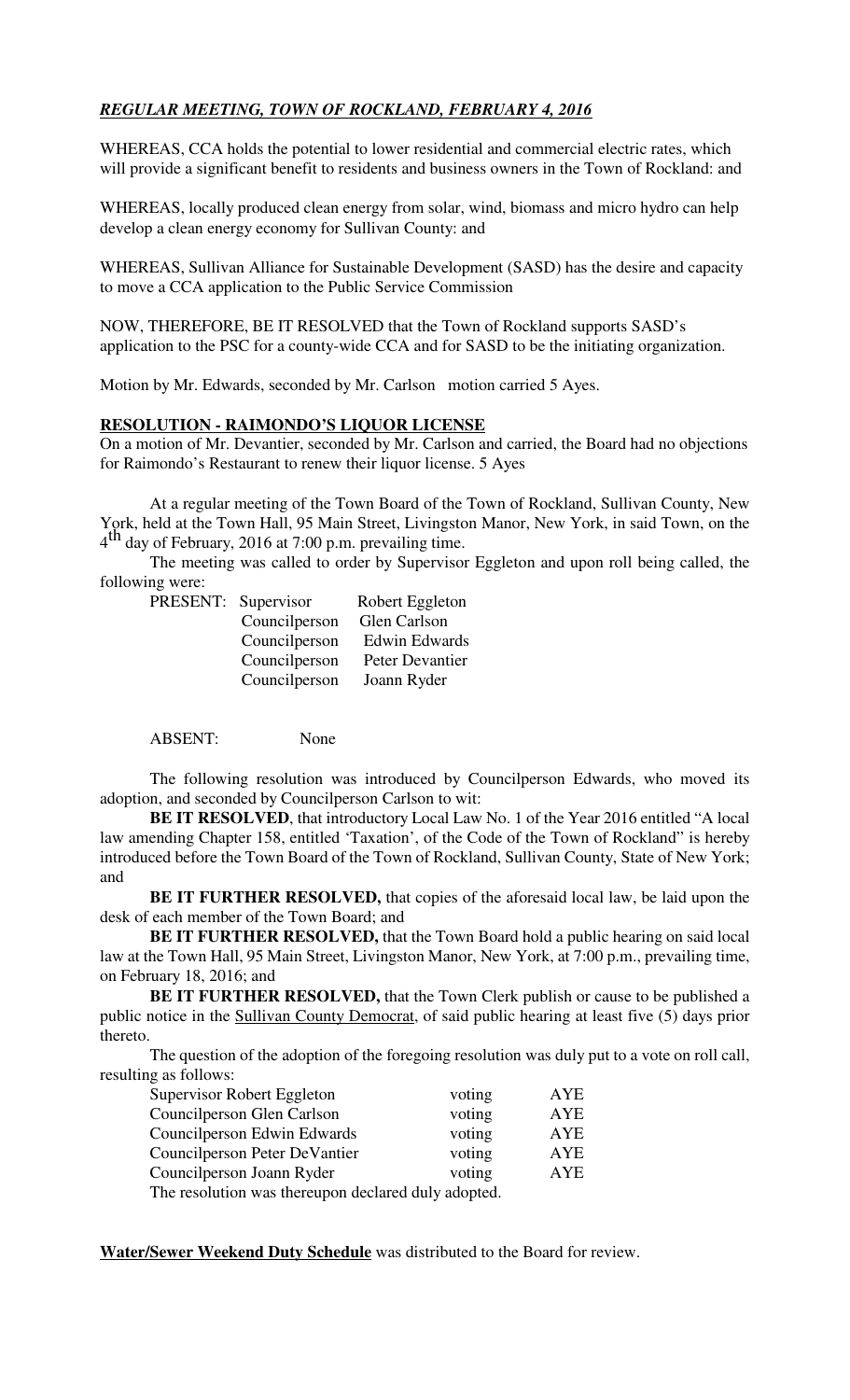***REGULAR MEETING, TOWN OF ROCKLAND, FEBRUARY 4, 2016***

WHEREAS, CCA holds the potential to lower residential and commercial electric rates, which will provide a significant benefit to residents and business owners in the Town of Rockland: and

WHEREAS, locally produced clean energy from solar, wind, biomass and micro hydro can help develop a clean energy economy for Sullivan County: and

WHEREAS, Sullivan Alliance for Sustainable Development (SASD) has the desire and capacity to move a CCA application to the Public Service Commission

NOW, THEREFORE, BE IT RESOLVED that the Town of Rockland supports SASD's application to the PSC for a county-wide CCA and for SASD to be the initiating organization.

Motion by Mr. Edwards, seconded by Mr. Carlson motion carried 5 Ayes.

**RESOLUTION - RAIMONDO'S LIQUOR LICENSE**

On a motion of Mr. Devantier, seconded by Mr. Carlson and carried, the Board had no objections for Raimondo's Restaurant to renew their liquor license. 5 Ayes

At a regular meeting of the Town Board of the Town of Rockland, Sullivan County, New York, held at the Town Hall, 95 Main Street, Livingston Manor, New York, in said Town, on the 4th day of February, 2016 at 7:00 p.m. prevailing time.

The meeting was called to order by Supervisor Eggleton and upon roll being called, the following were:

| PRESENT: | Supervisor | Robert Eggleton |
|---|---|---|
| | Councilperson | Glen Carlson |
| | Councilperson | Edwin Edwards |
| | Councilperson | Peter Devantier |
| | Councilperson | Joann Ryder |

ABSENT: None

The following resolution was introduced by Councilperson Edwards, who moved its adoption, and seconded by Councilperson Carlson to wit:

**BE IT RESOLVED**, that introductory Local Law No. 1 of the Year 2016 entitled "A local law amending Chapter 158, entitled 'Taxation', of the Code of the Town of Rockland" is hereby introduced before the Town Board of the Town of Rockland, Sullivan County, State of New York; and

**BE IT FURTHER RESOLVED,** that copies of the aforesaid local law, be laid upon the desk of each member of the Town Board; and

**BE IT FURTHER RESOLVED,** that the Town Board hold a public hearing on said local law at the Town Hall, 95 Main Street, Livingston Manor, New York, at 7:00 p.m., prevailing time, on February 18, 2016; and

**BE IT FURTHER RESOLVED,** that the Town Clerk publish or cause to be published a public notice in the Sullivan County Democrat, of said public hearing at least five (5) days prior thereto.

The question of the adoption of the foregoing resolution was duly put to a vote on roll call, resulting as follows:

| | | |
|---|---|---|
| Supervisor Robert Eggleton | voting | AYE |
| Councilperson Glen Carlson | voting | AYE |
| Councilperson Edwin Edwards | voting | AYE |
| Councilperson Peter DeVantier | voting | AYE |
| Councilperson Joann Ryder | voting | AYE |

The resolution was thereupon declared duly adopted.

**Water/Sewer Weekend Duty Schedule** was distributed to the Board for review.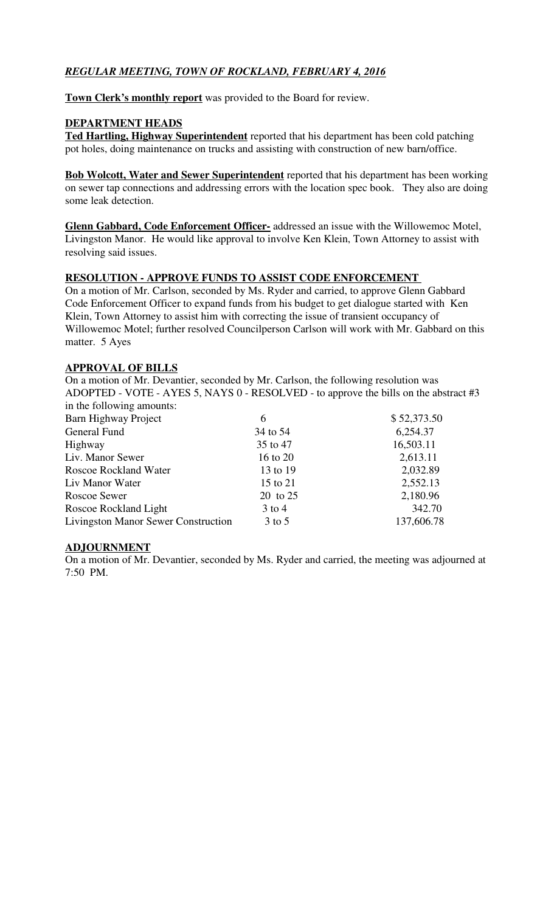## ***REGULAR MEETING, TOWN OF ROCKLAND, FEBRUARY 4, 2016***

**Town Clerk's monthly report** was provided to the Board for review.

**DEPARTMENT HEADS**

**Ted Hartling, Highway Superintendent** reported that his department has been cold patching pot holes, doing maintenance on trucks and assisting with construction of new barn/office.

**Bob Wolcott, Water and Sewer Superintendent** reported that his department has been working on sewer tap connections and addressing errors with the location spec book. They also are doing some leak detection.

**Glenn Gabbard, Code Enforcement Officer-** addressed an issue with the Willowemoc Motel, Livingston Manor. He would like approval to involve Ken Klein, Town Attorney to assist with resolving said issues.

**RESOLUTION - APPROVE FUNDS TO ASSIST CODE ENFORCEMENT**

On a motion of Mr. Carlson, seconded by Ms. Ryder and carried, to approve Glenn Gabbard Code Enforcement Officer to expand funds from his budget to get dialogue started with Ken Klein, Town Attorney to assist him with correcting the issue of transient occupancy of Willowemoc Motel; further resolved Councilperson Carlson will work with Mr. Gabbard on this matter. 5 Ayes

**APPROVAL OF BILLS**

On a motion of Mr. Devantier, seconded by Mr. Carlson, the following resolution was ADOPTED - VOTE - AYES 5, NAYS 0 - RESOLVED - to approve the bills on the abstract #3 in the following amounts:

| | | |
|---|---|---|
| Barn Highway Project | 6 | \$ 52,373.50 |
| General Fund | 34 to 54 | 6,254.37 |
| Highway | 35 to 47 | 16,503.11 |
| Liv. Manor Sewer | 16 to 20 | 2,613.11 |
| Roscoe Rockland Water | 13 to 19 | 2,032.89 |
| Liv Manor Water | 15 to 21 | 2,552.13 |
| Roscoe Sewer | 20 to 25 | 2,180.96 |
| Roscoe Rockland Light | 3 to 4 | 342.70 |
| Livingston Manor Sewer Construction | 3 to 5 | 137,606.78 |

**ADJOURNMENT**

On a motion of Mr. Devantier, seconded by Ms. Ryder and carried, the meeting was adjourned at 7:50 PM.